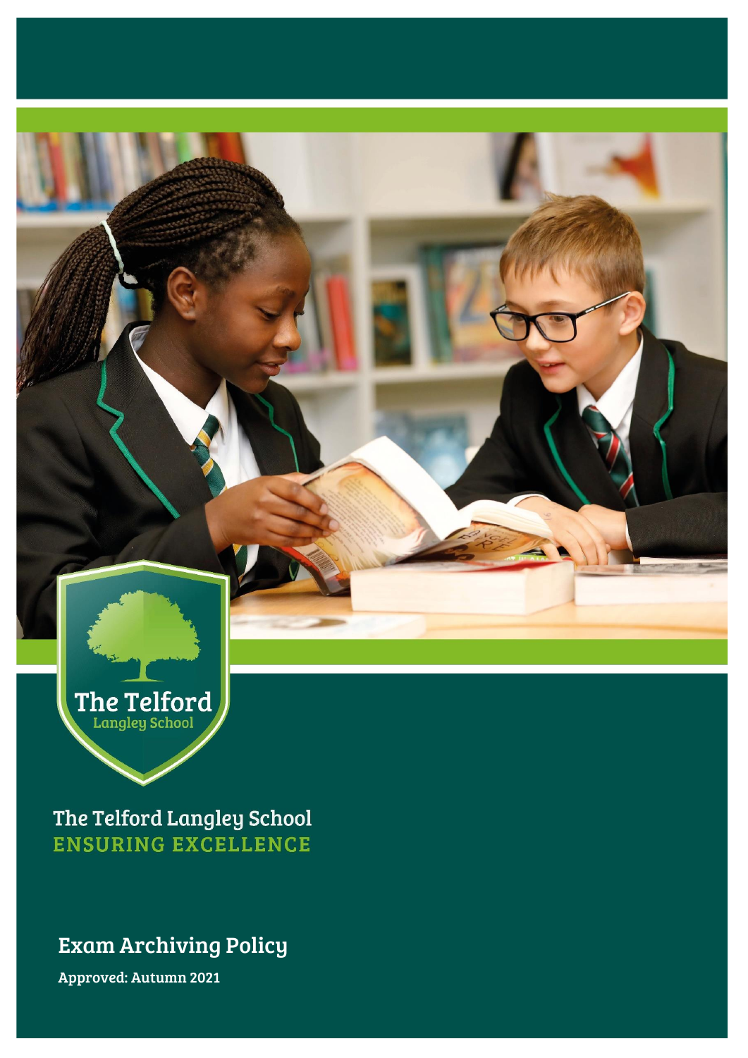The Telford
Langley School

The Telford Langley School
ENSURING EXCELLENCE

# Exam Archiving Policy

**Approved: Autumn 2021**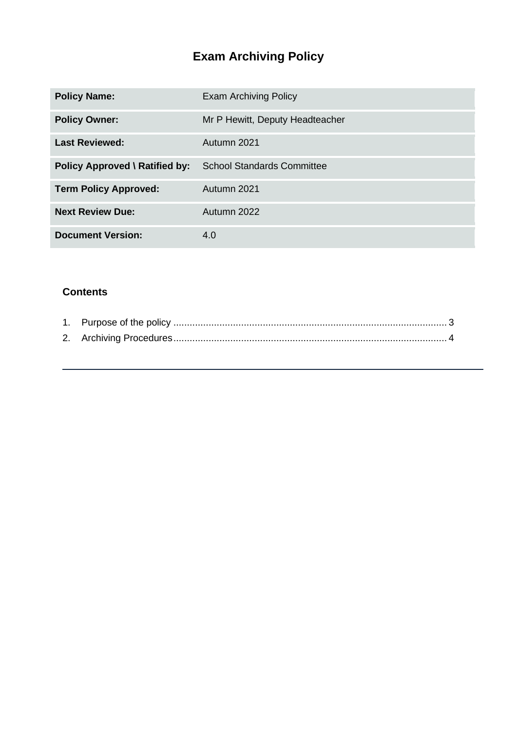# Exam Archiving Policy

| | |
|---|---|
| **Policy Name:** | Exam Archiving Policy |
| **Policy Owner:** | Mr P Hewitt, Deputy Headteacher |
| **Last Reviewed:** | Autumn 2021 |
| **Policy Approved \ Ratified by:** | School Standards Committee |
| **Term Policy Approved:** | Autumn 2021 |
| **Next Review Due:** | Autumn 2022 |
| **Document Version:** | 4.0 |

### Contents

1. Purpose of the policy ..................................................................................................... 3
2. Archiving Procedures..................................................................................................... 4

---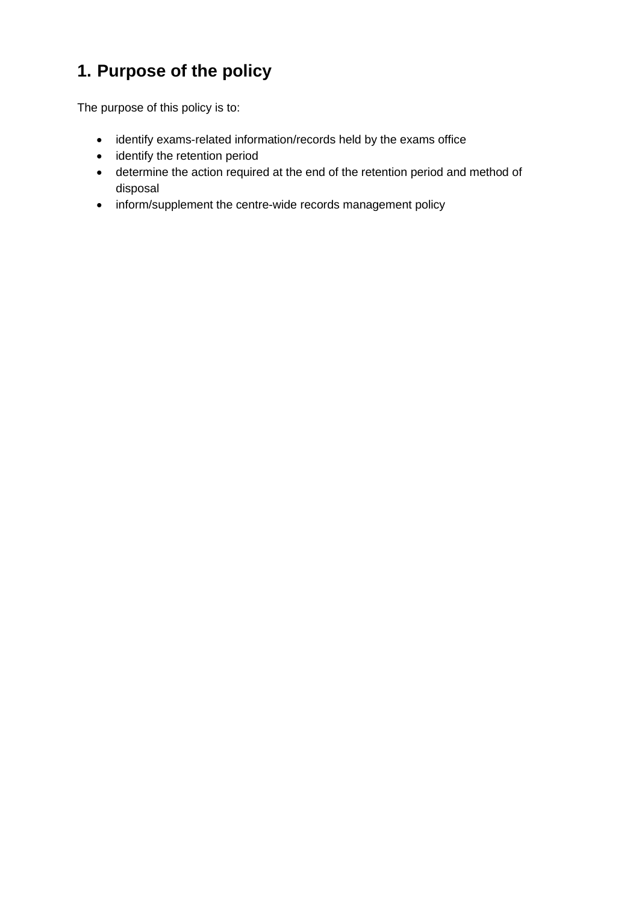# 1. Purpose of the policy

The purpose of this policy is to:

- identify exams-related information/records held by the exams office
- identify the retention period
- determine the action required at the end of the retention period and method of disposal
- inform/supplement the centre-wide records management policy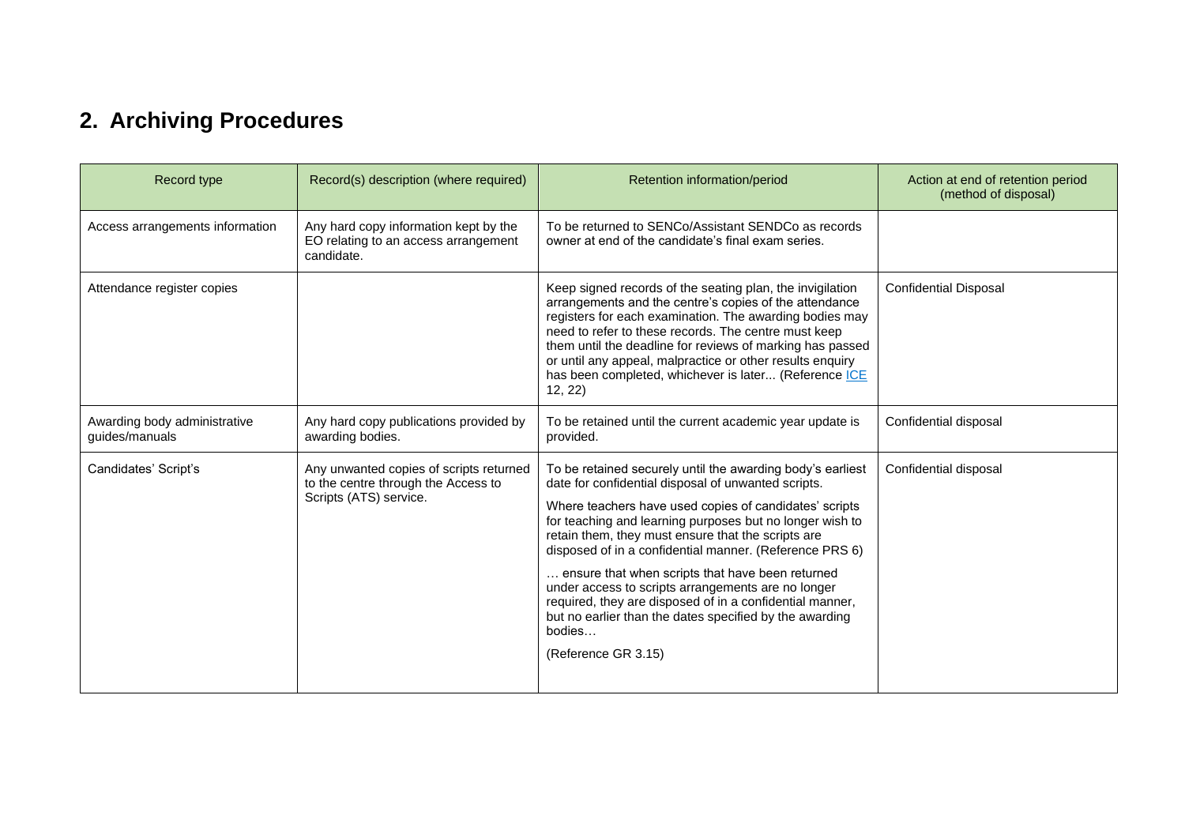## 2. Archiving Procedures

| Record type | Record(s) description (where required) | Retention information/period | Action at end of retention period (method of disposal) |
|---|---|---|---|
| Access arrangements information | Any hard copy information kept by the EO relating to an access arrangement candidate. | To be returned to SENCo/Assistant SENDCo as records owner at end of the candidate's final exam series. | |
| Attendance register copies | | Keep signed records of the seating plan, the invigilation arrangements and the centre's copies of the attendance registers for each examination. The awarding bodies may need to refer to these records. The centre must keep them until the deadline for reviews of marking has passed or until any appeal, malpractice or other results enquiry has been completed, whichever is later... (Reference [ICE](ICE) 12, 22) | Confidential Disposal |
| Awarding body administrative guides/manuals | Any hard copy publications provided by awarding bodies. | To be retained until the current academic year update is provided. | Confidential disposal |
| Candidates' Script's | Any unwanted copies of scripts returned to the centre through the Access to Scripts (ATS) service. | To be retained securely until the awarding body's earliest date for confidential disposal of unwanted scripts.<br><br>Where teachers have used copies of candidates' scripts for teaching and learning purposes but no longer wish to retain them, they must ensure that the scripts are disposed of in a confidential manner. (Reference PRS 6)<br><br>… ensure that when scripts that have been returned under access to scripts arrangements are no longer required, they are disposed of in a confidential manner, but no earlier than the dates specified by the awarding bodies…<br><br>(Reference GR 3.15) | Confidential disposal |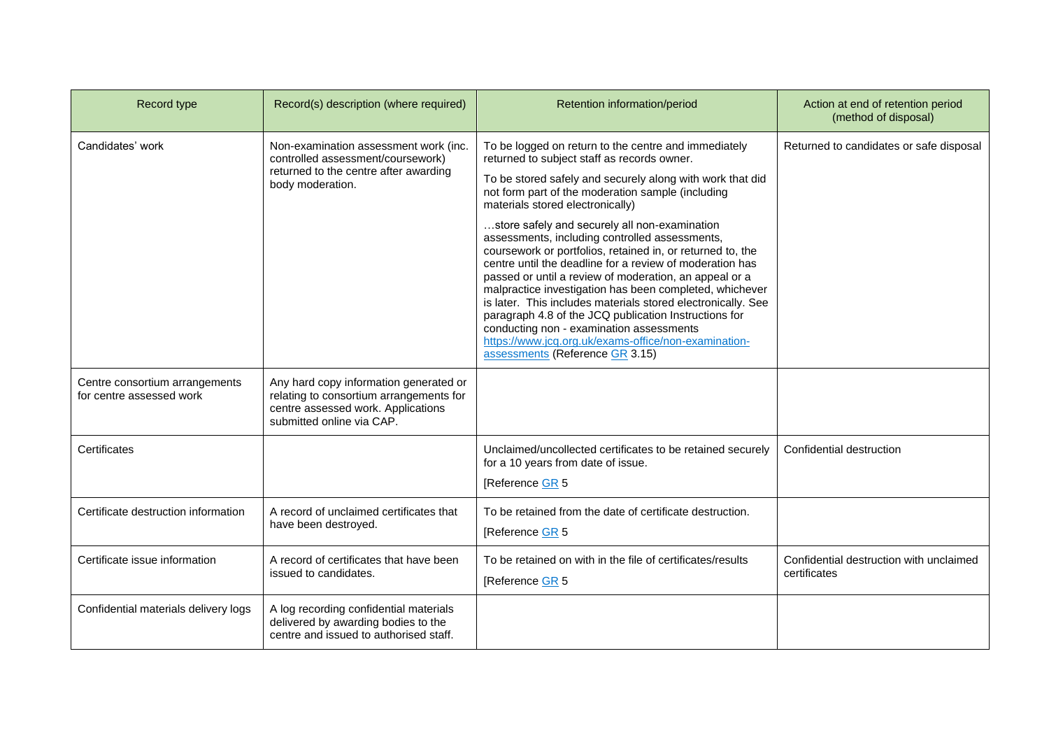| Record type | Record(s) description (where required) | Retention information/period | Action at end of retention period (method of disposal) |
|---|---|---|---|
| Candidates' work | Non-examination assessment work (inc. controlled assessment/coursework) returned to the centre after awarding body moderation. | To be logged on return to the centre and immediately returned to subject staff as records owner.<br><br>To be stored safely and securely along with work that did not form part of the moderation sample (including materials stored electronically)<br><br>…store safely and securely all non-examination assessments, including controlled assessments, coursework or portfolios, retained in, or returned to, the centre until the deadline for a review of moderation has passed or until a review of moderation, an appeal or a malpractice investigation has been completed, whichever is later. This includes materials stored electronically. See paragraph 4.8 of the JCQ publication Instructions for conducting non - examination assessments https://www.jcq.org.uk/exams-office/non-examination-assessments (Reference GR 3.15) | Returned to candidates or safe disposal |
| Centre consortium arrangements for centre assessed work | Any hard copy information generated or relating to consortium arrangements for centre assessed work. Applications submitted online via CAP. | | |
| Certificates | | Unclaimed/uncollected certificates to be retained securely for a 10 years from date of issue.<br><br>[Reference GR 5 | Confidential destruction |
| Certificate destruction information | A record of unclaimed certificates that have been destroyed. | To be retained from the date of certificate destruction.<br><br>[Reference GR 5 | |
| Certificate issue information | A record of certificates that have been issued to candidates. | To be retained on with in the file of certificates/results<br><br>[Reference GR 5 | Confidential destruction with unclaimed certificates |
| Confidential materials delivery logs | A log recording confidential materials delivered by awarding bodies to the centre and issued to authorised staff. | | |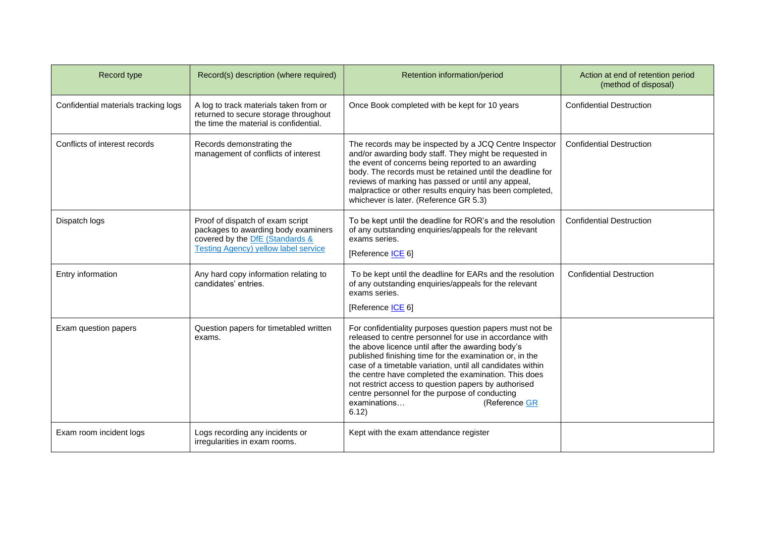| Record type | Record(s) description (where required) | Retention information/period | Action at end of retention period (method of disposal) |
|---|---|---|---|
| Confidential materials tracking logs | A log to track materials taken from or returned to secure storage throughout the time the material is confidential. | Once Book completed with be kept for 10 years | Confidential Destruction |
| Conflicts of interest records | Records demonstrating the management of conflicts of interest | The records may be inspected by a JCQ Centre Inspector and/or awarding body staff. They might be requested in the event of concerns being reported to an awarding body. The records must be retained until the deadline for reviews of marking has passed or until any appeal, malpractice or other results enquiry has been completed, whichever is later. (Reference GR 5.3) | Confidential Destruction |
| Dispatch logs | Proof of dispatch of exam script packages to awarding body examiners covered by the DfE (Standards & Testing Agency) yellow label service | To be kept until the deadline for ROR's and the resolution of any outstanding enquiries/appeals for the relevant exams series. [Reference ICE 6] | Confidential Destruction |
| Entry information | Any hard copy information relating to candidates' entries. | To be kept until the deadline for EARs and the resolution of any outstanding enquiries/appeals for the relevant exams series. [Reference ICE 6] | Confidential Destruction |
| Exam question papers | Question papers for timetabled written exams. | For confidentiality purposes question papers must not be released to centre personnel for use in accordance with the above licence until after the awarding body's published finishing time for the examination or, in the case of a timetable variation, until all candidates within the centre have completed the examination. This does not restrict access to question papers by authorised centre personnel for the purpose of conducting examinations… (Reference GR 6.12) | |
| Exam room incident logs | Logs recording any incidents or irregularities in exam rooms. | Kept with the exam attendance register | |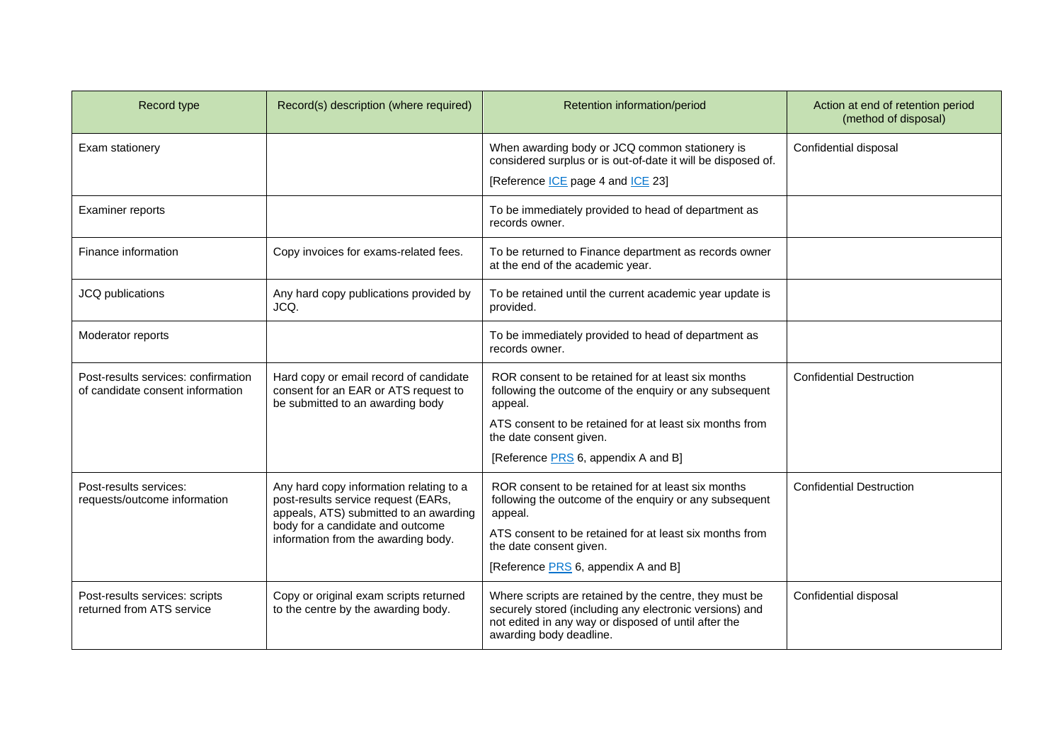| Record type | Record(s) description (where required) | Retention information/period | Action at end of retention period (method of disposal) |
|---|---|---|---|
| Exam stationery | | When awarding body or JCQ common stationery is considered surplus or is out-of-date it will be disposed of. [Reference ICE page 4 and ICE 23] | Confidential disposal |
| Examiner reports | | To be immediately provided to head of department as records owner. | |
| Finance information | Copy invoices for exams-related fees. | To be returned to Finance department as records owner at the end of the academic year. | |
| JCQ publications | Any hard copy publications provided by JCQ. | To be retained until the current academic year update is provided. | |
| Moderator reports | | To be immediately provided to head of department as records owner. | |
| Post-results services: confirmation of candidate consent information | Hard copy or email record of candidate consent for an EAR or ATS request to be submitted to an awarding body | ROR consent to be retained for at least six months following the outcome of the enquiry or any subsequent appeal. ATS consent to be retained for at least six months from the date consent given. [Reference PRS 6, appendix A and B] | Confidential Destruction |
| Post-results services: requests/outcome information | Any hard copy information relating to a post-results service request (EARs, appeals, ATS) submitted to an awarding body for a candidate and outcome information from the awarding body. | ROR consent to be retained for at least six months following the outcome of the enquiry or any subsequent appeal. ATS consent to be retained for at least six months from the date consent given. [Reference PRS 6, appendix A and B] | Confidential Destruction |
| Post-results services: scripts returned from ATS service | Copy or original exam scripts returned to the centre by the awarding body. | Where scripts are retained by the centre, they must be securely stored (including any electronic versions) and not edited in any way or disposed of until after the awarding body deadline. | Confidential disposal |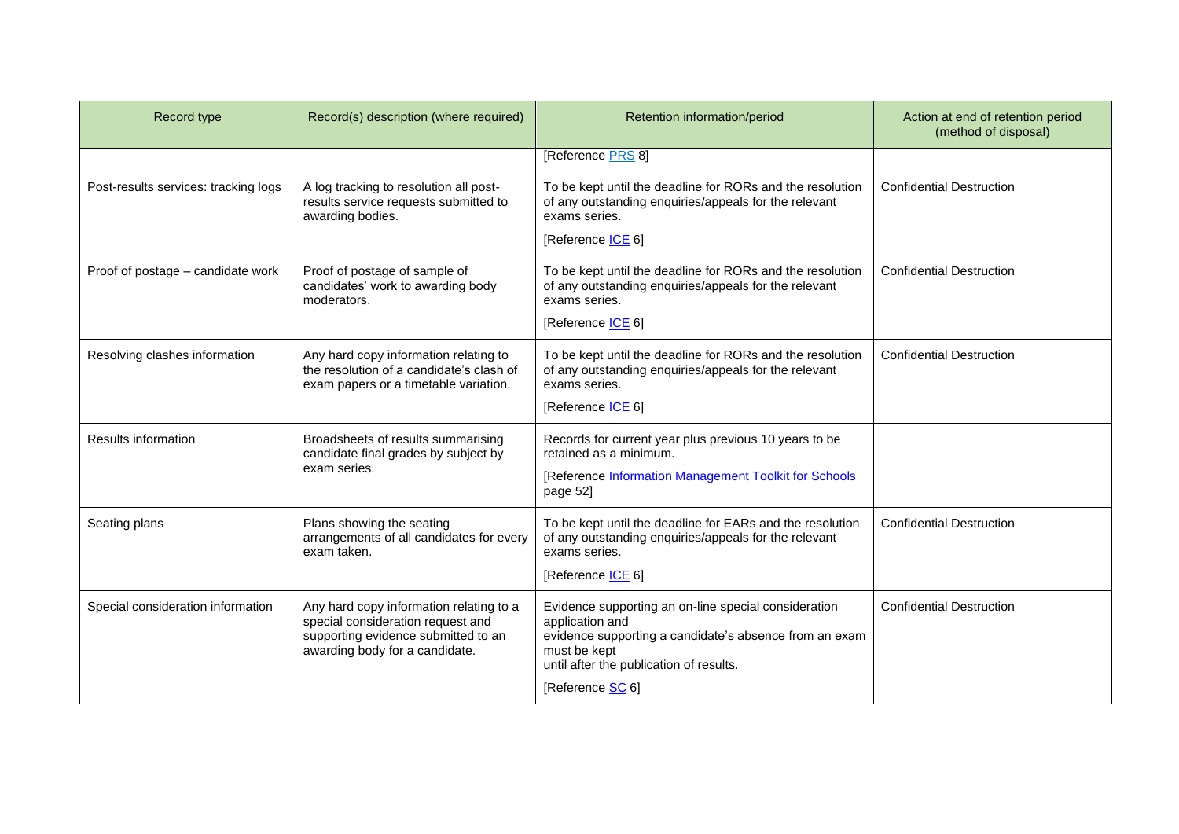| Record type | Record(s) description (where required) | Retention information/period | Action at end of retention period (method of disposal) |
|---|---|---|---|
| | | [Reference PRS 8] | |
| Post-results services: tracking logs | A log tracking to resolution all post-results service requests submitted to awarding bodies. | To be kept until the deadline for RORs and the resolution of any outstanding enquiries/appeals for the relevant exams series.<br><br>[Reference ICE 6] | Confidential Destruction |
| Proof of postage – candidate work | Proof of postage of sample of candidates' work to awarding body moderators. | To be kept until the deadline for RORs and the resolution of any outstanding enquiries/appeals for the relevant exams series.<br><br>[Reference ICE 6] | Confidential Destruction |
| Resolving clashes information | Any hard copy information relating to the resolution of a candidate's clash of exam papers or a timetable variation. | To be kept until the deadline for RORs and the resolution of any outstanding enquiries/appeals for the relevant exams series.<br><br>[Reference ICE 6] | Confidential Destruction |
| Results information | Broadsheets of results summarising candidate final grades by subject by exam series. | Records for current year plus previous 10 years to be retained as a minimum.<br><br>[Reference Information Management Toolkit for Schools page 52] | |
| Seating plans | Plans showing the seating arrangements of all candidates for every exam taken. | To be kept until the deadline for EARs and the resolution of any outstanding enquiries/appeals for the relevant exams series.<br><br>[Reference ICE 6] | Confidential Destruction |
| Special consideration information | Any hard copy information relating to a special consideration request and supporting evidence submitted to an awarding body for a candidate. | Evidence supporting an on-line special consideration application and evidence supporting a candidate's absence from an exam must be kept until after the publication of results.<br><br>[Reference SC 6] | Confidential Destruction |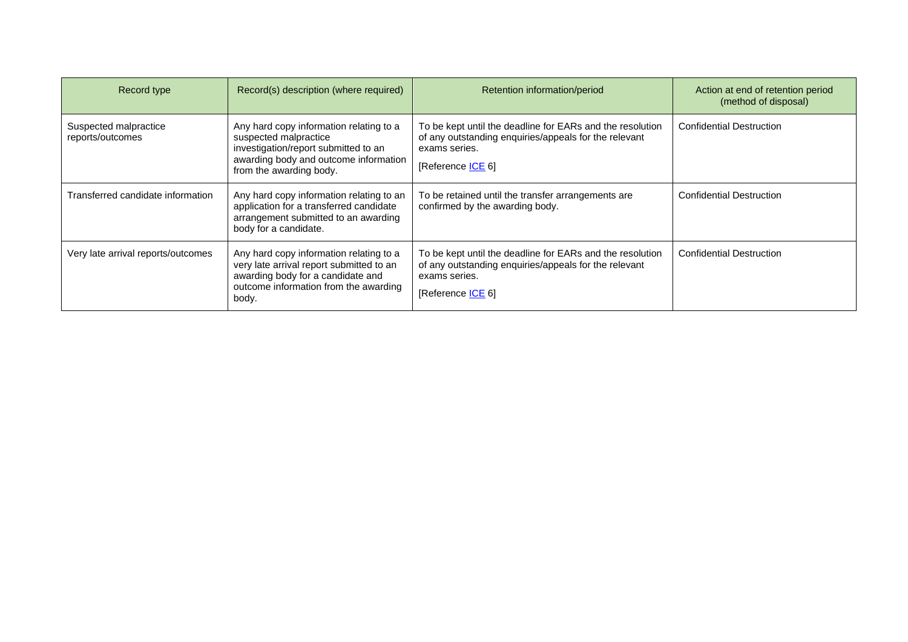| Record type | Record(s) description (where required) | Retention information/period | Action at end of retention period (method of disposal) |
|---|---|---|---|
| Suspected malpractice reports/outcomes | Any hard copy information relating to a suspected malpractice investigation/report submitted to an awarding body and outcome information from the awarding body. | To be kept until the deadline for EARs and the resolution of any outstanding enquiries/appeals for the relevant exams series.<br>[Reference ICE 6] | Confidential Destruction |
| Transferred candidate information | Any hard copy information relating to an application for a transferred candidate arrangement submitted to an awarding body for a candidate. | To be retained until the transfer arrangements are confirmed by the awarding body. | Confidential Destruction |
| Very late arrival reports/outcomes | Any hard copy information relating to a very late arrival report submitted to an awarding body for a candidate and outcome information from the awarding body. | To be kept until the deadline for EARs and the resolution of any outstanding enquiries/appeals for the relevant exams series.<br>[Reference ICE 6] | Confidential Destruction |